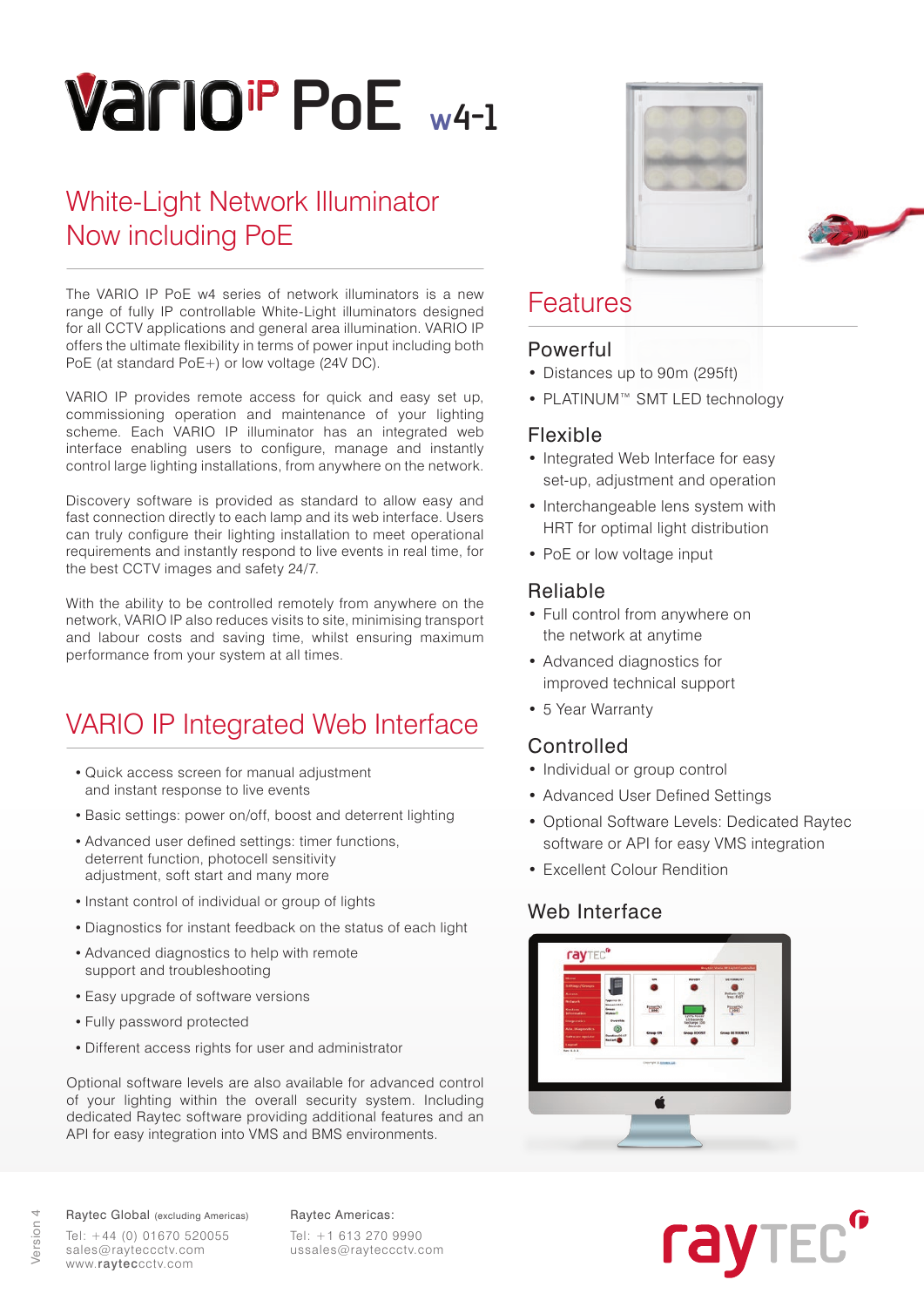# VARIO iP PoE w4-1

## White-Light Network Illuminator Now including PoE

The VARIO IP PoE w4 series of network illuminators is a new range of fully IP controllable White-Light illuminators designed for all CCTV applications and general area illumination. VARIO IP offers the ultimate flexibility in terms of power input including both PoE (at standard PoE+) or low voltage (24V DC).

VARIO IP provides remote access for quick and easy set up, commissioning operation and maintenance of your lighting scheme. Each VARIO IP illuminator has an integrated web interface enabling users to configure, manage and instantly control large lighting installations, from anywhere on the network.

Discovery software is provided as standard to allow easy and fast connection directly to each lamp and its web interface. Users can truly configure their lighting installation to meet operational requirements and instantly respond to live events in real time, for the best CCTV images and safety 24/7.

With the ability to be controlled remotely from anywhere on the network, VARIO IP also reduces visits to site, minimising transport and labour costs and saving time, whilst ensuring maximum performance from your system at all times.

## VARIO IP Integrated Web Interface

- Quick access screen for manual adjustment and instant response to live events
- Basic settings: power on/off, boost and deterrent lighting
- Advanced user defined settings: timer functions, deterrent function, photocell sensitivity adjustment, soft start and many more
- Instant control of individual or group of lights
- Diagnostics for instant feedback on the status of each light
- Advanced diagnostics to help with remote support and troubleshooting
- Easy upgrade of software versions
- Fully password protected
- Different access rights for user and administrator

Optional software levels are also available for advanced control of your lighting within the overall security system. Including dedicated Raytec software providing additional features and an API for easy integration into VMS and BMS environments.

## Features

### Powerful

- Distances up to 90m (295ft)
- PLATINUM™ SMT LED technology

### Flexible

- Integrated Web Interface for easy set-up, adjustment and operation
- Interchangeable lens system with HRT for optimal light distribution
- PoE or low voltage input

### Reliable

- Full control from anywhere on the network at anytime
- Advanced diagnostics for improved technical support
- 5 Year Warranty

### Controlled

- Individual or group control
- Advanced User Defined Settings
- Optional Software Levels: Dedicated Raytec software or API for easy VMS integration
- Excellent Colour Rendition

### Web Interface

Raytec Global (excluding Americas)
Tel: +44 (0) 01670 520055
sales@rayteccctv.com
www.rayteccctv.com

Raytec Americas:
Tel: +1 613 270 9990
ussales@rayteccctv.com

Version 4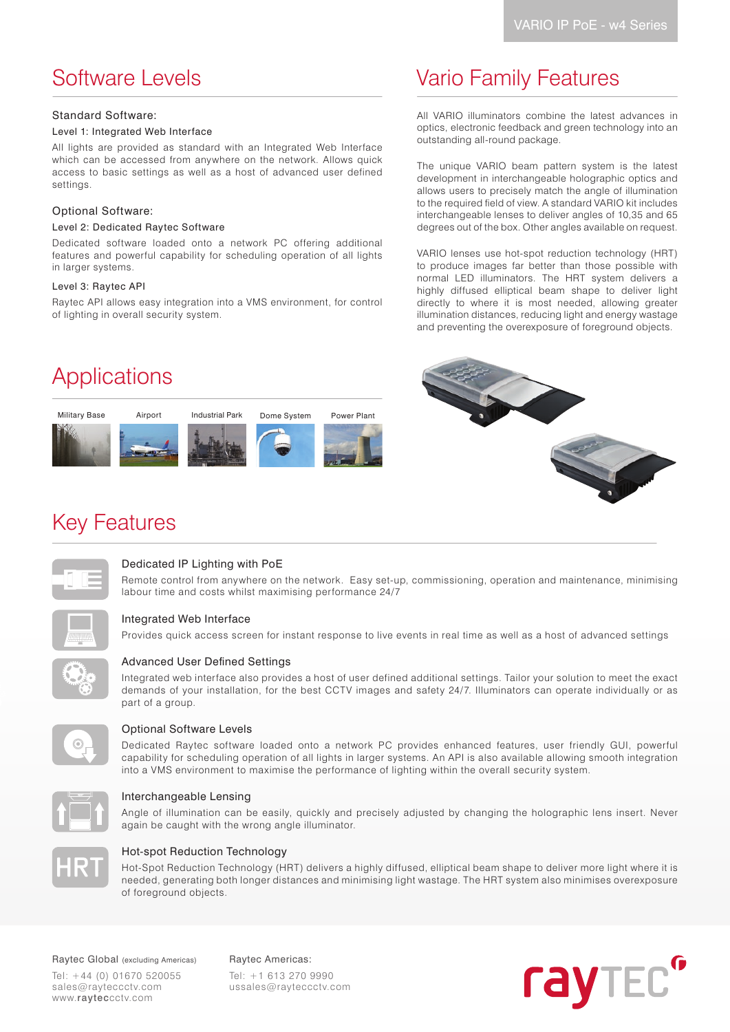# Software Levels

### Standard Software:

#### Level 1: Integrated Web Interface

All lights are provided as standard with an Integrated Web Interface which can be accessed from anywhere on the network. Allows quick access to basic settings as well as a host of advanced user defined settings.

### Optional Software:

#### Level 2: Dedicated Raytec Software

Dedicated software loaded onto a network PC offering additional features and powerful capability for scheduling operation of all lights in larger systems.

#### Level 3: Raytec API

Raytec API allows easy integration into a VMS environment, for control of lighting in overall security system.

# Vario Family Features

All VARIO illuminators combine the latest advances in optics, electronic feedback and green technology into an outstanding all-round package.

The unique VARIO beam pattern system is the latest development in interchangeable holographic optics and allows users to precisely match the angle of illumination to the required field of view. A standard VARIO kit includes interchangeable lenses to deliver angles of 10,35 and 65 degrees out of the box. Other angles available on request.

VARIO lenses use hot-spot reduction technology (HRT) to produce images far better than those possible with normal LED illuminators. The HRT system delivers a highly diffused elliptical beam shape to deliver light directly to where it is most needed, allowing greater illumination distances, reducing light and energy wastage and preventing the overexposure of foreground objects.

# Applications

Military Base | Airport | Industrial Park | Dome System | Power Plant

# Key Features

### Dedicated IP Lighting with PoE

Remote control from anywhere on the network. Easy set-up, commissioning, operation and maintenance, minimising labour time and costs whilst maximising performance 24/7

### Integrated Web Interface

Provides quick access screen for instant response to live events in real time as well as a host of advanced settings

### Advanced User Defined Settings

Integrated web interface also provides a host of user defined additional settings. Tailor your solution to meet the exact demands of your installation, for the best CCTV images and safety 24/7. Illuminators can operate individually or as part of a group.

### Optional Software Levels

Dedicated Raytec software loaded onto a network PC provides enhanced features, user friendly GUI, powerful capability for scheduling operation of all lights in larger systems. An API is also available allowing smooth integration into a VMS environment to maximise the performance of lighting within the overall security system.

### Interchangeable Lensing

Angle of illumination can be easily, quickly and precisely adjusted by changing the holographic lens insert. Never again be caught with the wrong angle illuminator.

### Hot-spot Reduction Technology

Hot-Spot Reduction Technology (HRT) delivers a highly diffused, elliptical beam shape to deliver more light where it is needed, generating both longer distances and minimising light wastage. The HRT system also minimises overexposure of foreground objects.

Raytec Global (excluding Americas)
Tel: +44 (0) 01670 520055
sales@rayteccctv.com
www.**raytec**cctv.com

Raytec Americas:
Tel: +1 613 270 9990
ussales@rayteccctv.com

rayTEC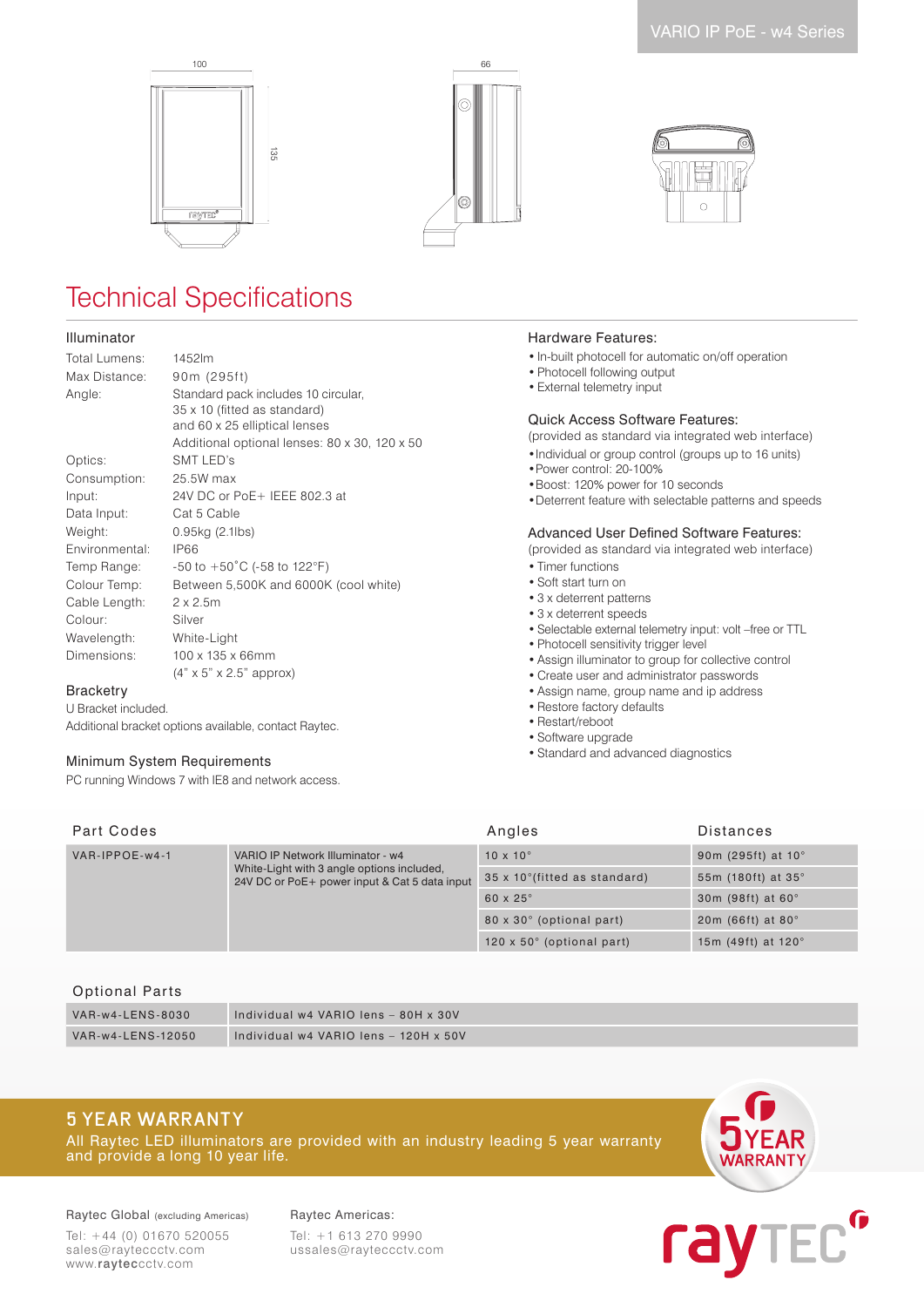# Technical Specifications

## Illuminator

| | |
|---|---|
| Total Lumens: | 1452lm |
| Max Distance: | 90m (295ft) |
| Angle: | Standard pack includes 10 circular, 35 x 10 (fitted as standard) and 60 x 25 elliptical lenses Additional optional lenses: 80 x 30, 120 x 50 |
| Optics: | SMT LED's |
| Consumption: | 25.5W max |
| Input: | 24V DC or PoE+ IEEE 802.3 at |
| Data Input: | Cat 5 Cable |
| Weight: | 0.95kg (2.1lbs) |
| Environmental: | IP66 |
| Temp Range: | -50 to +50˚C (-58 to 122°F) |
| Colour Temp: | Between 5,500K and 6000K (cool white) |
| Cable Length: | 2 x 2.5m |
| Colour: | Silver |
| Wavelength: | White-Light |
| Dimensions: | 100 x 135 x 66mm (4" x 5" x 2.5" approx) |

## Bracketry

U Bracket included.

Additional bracket options available, contact Raytec.

## Minimum System Requirements

PC running Windows 7 with IE8 and network access.

## Hardware Features:

- In-built photocell for automatic on/off operation
- Photocell following output
- External telemetry input

## Quick Access Software Features:

(provided as standard via integrated web interface)

- Individual or group control (groups up to 16 units)
- Power control: 20-100%
- Boost: 120% power for 10 seconds
- Deterrent feature with selectable patterns and speeds

## Advanced User Defined Software Features:

(provided as standard via integrated web interface)

- Timer functions
- Soft start turn on
- 3 x deterrent patterns
- 3 x deterrent speeds
- Selectable external telemetry input: volt –free or TTL
- Photocell sensitivity trigger level
- Assign illuminator to group for collective control
- Create user and administrator passwords
- Assign name, group name and ip address
- Restore factory defaults
- Restart/reboot
- Software upgrade
- Standard and advanced diagnostics

| Part Codes | | Angles | Distances |
|---|---|---|---|
| VAR-IPPOE-w4-1 | VARIO IP Network Illuminator - w4 White-Light with 3 angle options included, 24V DC or PoE+ power input & Cat 5 data input | 10 x 10° | 90m (295ft) at 10° |
| | | 35 x 10°(fitted as standard) | 55m (180ft) at 35° |
| | | 60 x 25° | 30m (98ft) at 60° |
| | | 80 x 30° (optional part) | 20m (66ft) at 80° |
| | | 120 x 50° (optional part) | 15m (49ft) at 120° |

## Optional Parts

| | |
|---|---|
| VAR-w4-LENS-8030 | Individual w4 VARIO lens – 80H x 30V |
| VAR-w4-LENS-12050 | Individual w4 VARIO lens – 120H x 50V |

## 5 YEAR WARRANTY

All Raytec LED illuminators are provided with an industry leading 5 year warranty and provide a long 10 year life.

Raytec Global (excluding Americas)

Tel: +44 (0) 01670 520055
sales@rayteccctv.com
www.rayteccctv.com

Raytec Americas:

Tel: +1 613 270 9990
ussales@rayteccctv.com